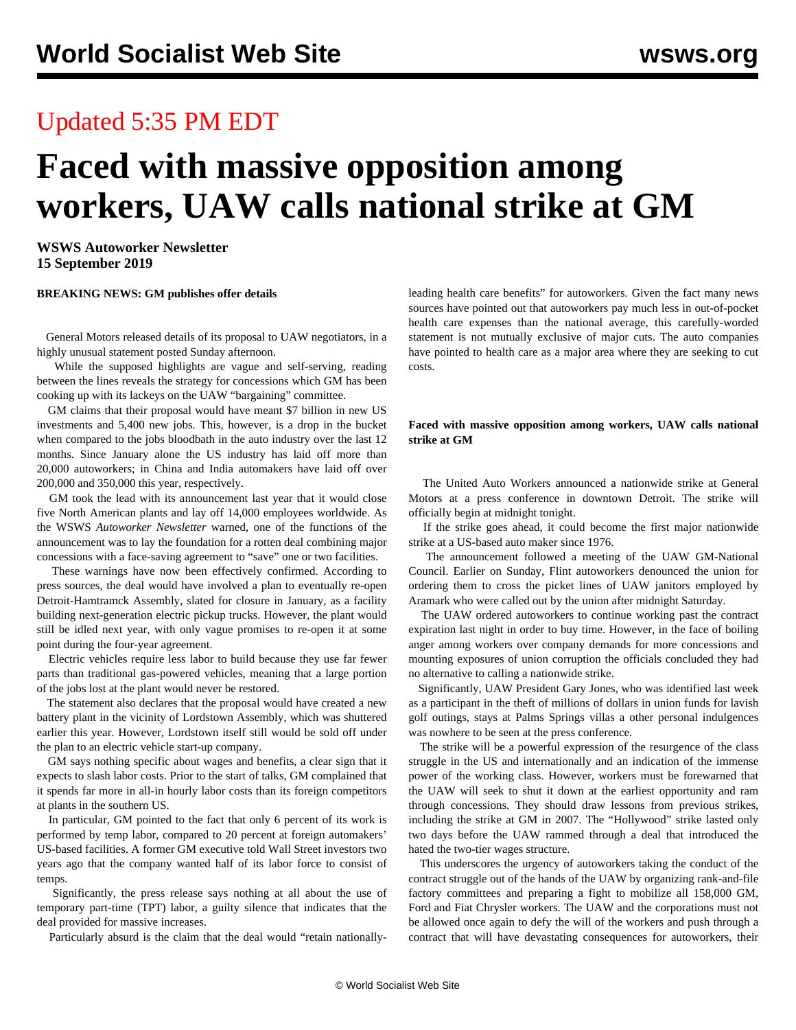Updated 5:35 PM EDT

# Faced with massive opposition among workers, UAW calls national strike at GM

**WSWS Autoworker Newsletter**
**15 September 2019**

**BREAKING NEWS: GM publishes offer details**

General Motors released details of its proposal to UAW negotiators, in a highly unusual statement posted Sunday afternoon.

While the supposed highlights are vague and self-serving, reading between the lines reveals the strategy for concessions which GM has been cooking up with its lackeys on the UAW "bargaining" committee.

GM claims that their proposal would have meant $7 billion in new US investments and 5,400 new jobs. This, however, is a drop in the bucket when compared to the jobs bloodbath in the auto industry over the last 12 months. Since January alone the US industry has laid off more than 20,000 autoworkers; in China and India automakers have laid off over 200,000 and 350,000 this year, respectively.

GM took the lead with its announcement last year that it would close five North American plants and lay off 14,000 employees worldwide. As the WSWS *Autoworker Newsletter* warned, one of the functions of the announcement was to lay the foundation for a rotten deal combining major concessions with a face-saving agreement to "save" one or two facilities.

These warnings have now been effectively confirmed. According to press sources, the deal would have involved a plan to eventually re-open Detroit-Hamtramck Assembly, slated for closure in January, as a facility building next-generation electric pickup trucks. However, the plant would still be idled next year, with only vague promises to re-open it at some point during the four-year agreement.

Electric vehicles require less labor to build because they use far fewer parts than traditional gas-powered vehicles, meaning that a large portion of the jobs lost at the plant would never be restored.

The statement also declares that the proposal would have created a new battery plant in the vicinity of Lordstown Assembly, which was shuttered earlier this year. However, Lordstown itself still would be sold off under the plan to an electric vehicle start-up company.

GM says nothing specific about wages and benefits, a clear sign that it expects to slash labor costs. Prior to the start of talks, GM complained that it spends far more in all-in hourly labor costs than its foreign competitors at plants in the southern US.

In particular, GM pointed to the fact that only 6 percent of its work is performed by temp labor, compared to 20 percent at foreign automakers' US-based facilities. A former GM executive told Wall Street investors two years ago that the company wanted half of its labor force to consist of temps.

Significantly, the press release says nothing at all about the use of temporary part-time (TPT) labor, a guilty silence that indicates that the deal provided for massive increases.

Particularly absurd is the claim that the deal would "retain nationally-leading health care benefits" for autoworkers. Given the fact many news sources have pointed out that autoworkers pay much less in out-of-pocket health care expenses than the national average, this carefully-worded statement is not mutually exclusive of major cuts. The auto companies have pointed to health care as a major area where they are seeking to cut costs.

**Faced with massive opposition among workers, UAW calls national strike at GM**

The United Auto Workers announced a nationwide strike at General Motors at a press conference in downtown Detroit. The strike will officially begin at midnight tonight.

If the strike goes ahead, it could become the first major nationwide strike at a US-based auto maker since 1976.

The announcement followed a meeting of the UAW GM-National Council. Earlier on Sunday, Flint autoworkers denounced the union for ordering them to cross the picket lines of UAW janitors employed by Aramark who were called out by the union after midnight Saturday.

The UAW ordered autoworkers to continue working past the contract expiration last night in order to buy time. However, in the face of boiling anger among workers over company demands for more concessions and mounting exposures of union corruption the officials concluded they had no alternative to calling a nationwide strike.

Significantly, UAW President Gary Jones, who was identified last week as a participant in the theft of millions of dollars in union funds for lavish golf outings, stays at Palms Springs villas a other personal indulgences was nowhere to be seen at the press conference.

The strike will be a powerful expression of the resurgence of the class struggle in the US and internationally and an indication of the immense power of the working class. However, workers must be forewarned that the UAW will seek to shut it down at the earliest opportunity and ram through concessions. They should draw lessons from previous strikes, including the strike at GM in 2007. The "Hollywood" strike lasted only two days before the UAW rammed through a deal that introduced the hated the two-tier wages structure.

This underscores the urgency of autoworkers taking the conduct of the contract struggle out of the hands of the UAW by organizing rank-and-file factory committees and preparing a fight to mobilize all 158,000 GM, Ford and Fiat Chrysler workers. The UAW and the corporations must not be allowed once again to defy the will of the workers and push through a contract that will have devastating consequences for autoworkers, their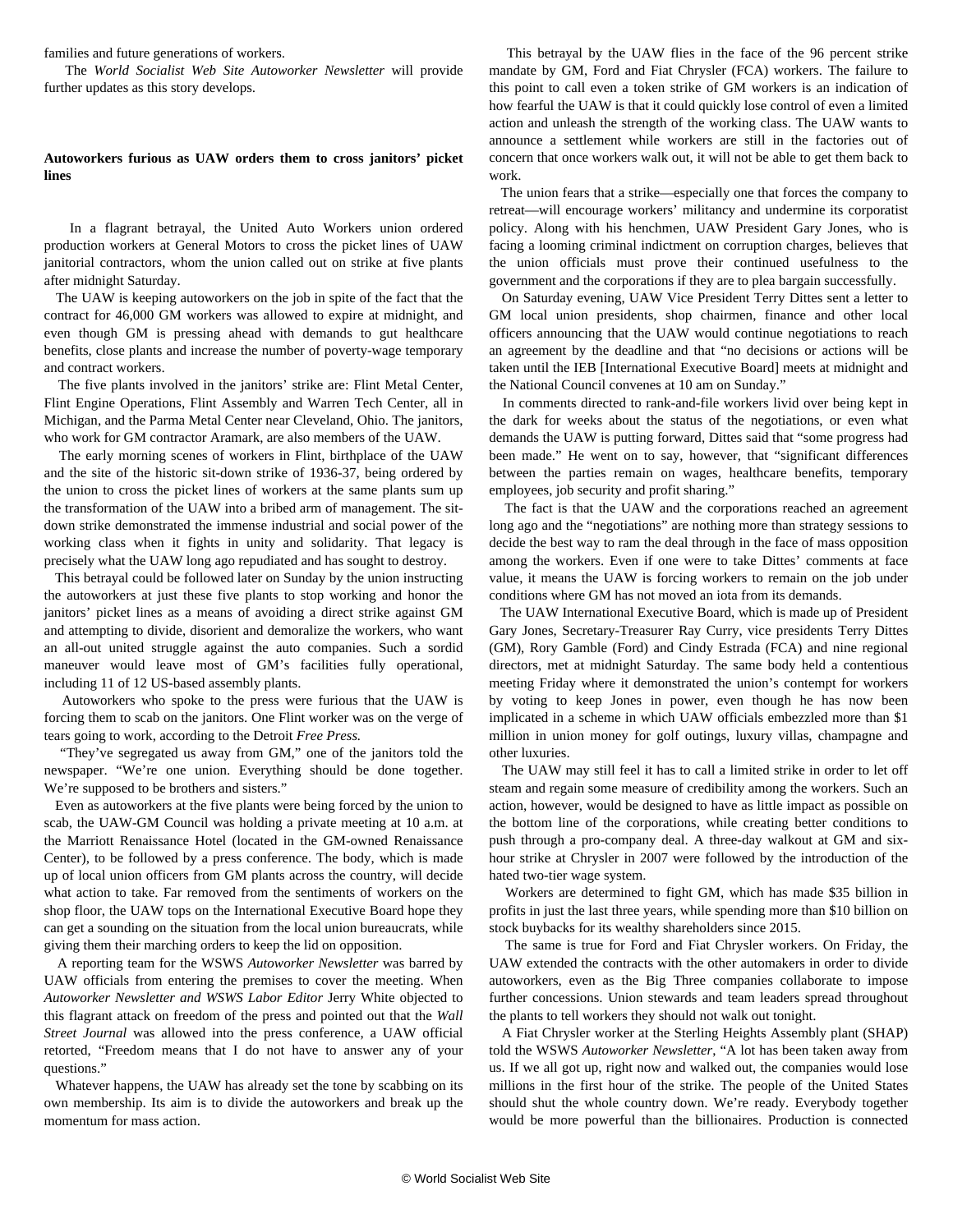families and future generations of workers.

The *World Socialist Web Site Autoworker Newsletter* will provide further updates as this story develops.

**Autoworkers furious as UAW orders them to cross janitors' picket lines**

In a flagrant betrayal, the United Auto Workers union ordered production workers at General Motors to cross the picket lines of UAW janitorial contractors, whom the union called out on strike at five plants after midnight Saturday.

The UAW is keeping autoworkers on the job in spite of the fact that the contract for 46,000 GM workers was allowed to expire at midnight, and even though GM is pressing ahead with demands to gut healthcare benefits, close plants and increase the number of poverty-wage temporary and contract workers.

The five plants involved in the janitors' strike are: Flint Metal Center, Flint Engine Operations, Flint Assembly and Warren Tech Center, all in Michigan, and the Parma Metal Center near Cleveland, Ohio. The janitors, who work for GM contractor Aramark, are also members of the UAW.

The early morning scenes of workers in Flint, birthplace of the UAW and the site of the historic sit-down strike of 1936-37, being ordered by the union to cross the picket lines of workers at the same plants sum up the transformation of the UAW into a bribed arm of management. The sit-down strike demonstrated the immense industrial and social power of the working class when it fights in unity and solidarity. That legacy is precisely what the UAW long ago repudiated and has sought to destroy.

This betrayal could be followed later on Sunday by the union instructing the autoworkers at just these five plants to stop working and honor the janitors' picket lines as a means of avoiding a direct strike against GM and attempting to divide, disorient and demoralize the workers, who want an all-out united struggle against the auto companies. Such a sordid maneuver would leave most of GM's facilities fully operational, including 11 of 12 US-based assembly plants.

Autoworkers who spoke to the press were furious that the UAW is forcing them to scab on the janitors. One Flint worker was on the verge of tears going to work, according to the Detroit *Free Press.*

"They've segregated us away from GM," one of the janitors told the newspaper. "We're one union. Everything should be done together. We're supposed to be brothers and sisters."

Even as autoworkers at the five plants were being forced by the union to scab, the UAW-GM Council was holding a private meeting at 10 a.m. at the Marriott Renaissance Hotel (located in the GM-owned Renaissance Center), to be followed by a press conference. The body, which is made up of local union officers from GM plants across the country, will decide what action to take. Far removed from the sentiments of workers on the shop floor, the UAW tops on the International Executive Board hope they can get a sounding on the situation from the local union bureaucrats, while giving them their marching orders to keep the lid on opposition.

A reporting team for the WSWS *Autoworker Newsletter* was barred by UAW officials from entering the premises to cover the meeting. When *Autoworker Newsletter and WSWS Labor Editor* Jerry White objected to this flagrant attack on freedom of the press and pointed out that the *Wall Street Journal* was allowed into the press conference, a UAW official retorted, "Freedom means that I do not have to answer any of your questions."

Whatever happens, the UAW has already set the tone by scabbing on its own membership. Its aim is to divide the autoworkers and break up the momentum for mass action.

This betrayal by the UAW flies in the face of the 96 percent strike mandate by GM, Ford and Fiat Chrysler (FCA) workers. The failure to this point to call even a token strike of GM workers is an indication of how fearful the UAW is that it could quickly lose control of even a limited action and unleash the strength of the working class. The UAW wants to announce a settlement while workers are still in the factories out of concern that once workers walk out, it will not be able to get them back to work.

The union fears that a strike—especially one that forces the company to retreat—will encourage workers' militancy and undermine its corporatist policy. Along with his henchmen, UAW President Gary Jones, who is facing a looming criminal indictment on corruption charges, believes that the union officials must prove their continued usefulness to the government and the corporations if they are to plea bargain successfully.

On Saturday evening, UAW Vice President Terry Dittes sent a letter to GM local union presidents, shop chairmen, finance and other local officers announcing that the UAW would continue negotiations to reach an agreement by the deadline and that "no decisions or actions will be taken until the IEB [International Executive Board] meets at midnight and the National Council convenes at 10 am on Sunday."

In comments directed to rank-and-file workers livid over being kept in the dark for weeks about the status of the negotiations, or even what demands the UAW is putting forward, Dittes said that "some progress had been made." He went on to say, however, that "significant differences between the parties remain on wages, healthcare benefits, temporary employees, job security and profit sharing."

The fact is that the UAW and the corporations reached an agreement long ago and the "negotiations" are nothing more than strategy sessions to decide the best way to ram the deal through in the face of mass opposition among the workers. Even if one were to take Dittes' comments at face value, it means the UAW is forcing workers to remain on the job under conditions where GM has not moved an iota from its demands.

The UAW International Executive Board, which is made up of President Gary Jones, Secretary-Treasurer Ray Curry, vice presidents Terry Dittes (GM), Rory Gamble (Ford) and Cindy Estrada (FCA) and nine regional directors, met at midnight Saturday. The same body held a contentious meeting Friday where it demonstrated the union's contempt for workers by voting to keep Jones in power, even though he has now been implicated in a scheme in which UAW officials embezzled more than $1 million in union money for golf outings, luxury villas, champagne and other luxuries.

The UAW may still feel it has to call a limited strike in order to let off steam and regain some measure of credibility among the workers. Such an action, however, would be designed to have as little impact as possible on the bottom line of the corporations, while creating better conditions to push through a pro-company deal. A three-day walkout at GM and six-hour strike at Chrysler in 2007 were followed by the introduction of the hated two-tier wage system.

Workers are determined to fight GM, which has made $35 billion in profits in just the last three years, while spending more than $10 billion on stock buybacks for its wealthy shareholders since 2015.

The same is true for Ford and Fiat Chrysler workers. On Friday, the UAW extended the contracts with the other automakers in order to divide autoworkers, even as the Big Three companies collaborate to impose further concessions. Union stewards and team leaders spread throughout the plants to tell workers they should not walk out tonight.

A Fiat Chrysler worker at the Sterling Heights Assembly plant (SHAP) told the WSWS *Autoworker Newsletter*, "A lot has been taken away from us. If we all got up, right now and walked out, the companies would lose millions in the first hour of the strike. The people of the United States should shut the whole country down. We're ready. Everybody together would be more powerful than the billionaires. Production is connected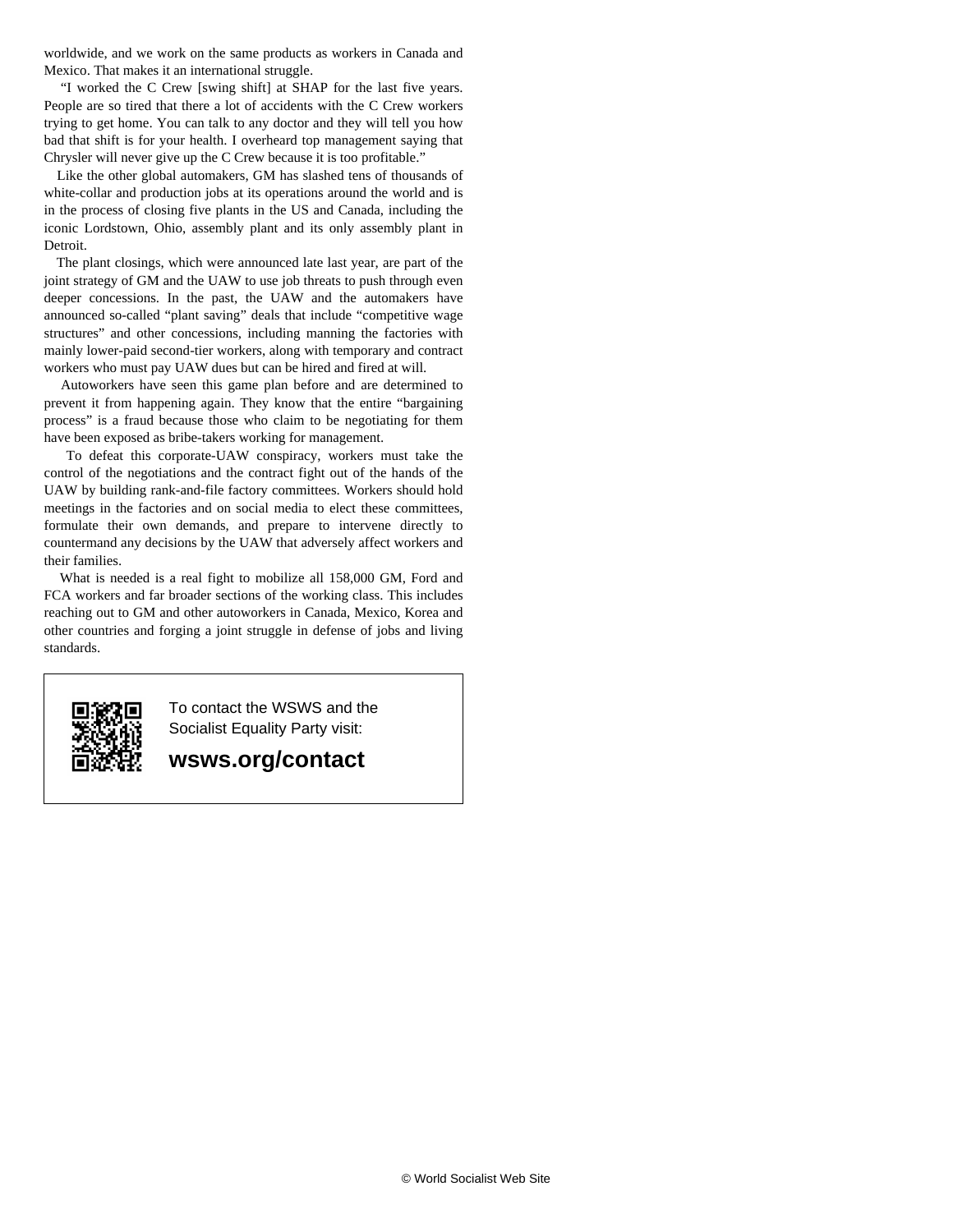worldwide, and we work on the same products as workers in Canada and Mexico. That makes it an international struggle.

"I worked the C Crew [swing shift] at SHAP for the last five years. People are so tired that there a lot of accidents with the C Crew workers trying to get home. You can talk to any doctor and they will tell you how bad that shift is for your health. I overheard top management saying that Chrysler will never give up the C Crew because it is too profitable."

Like the other global automakers, GM has slashed tens of thousands of white-collar and production jobs at its operations around the world and is in the process of closing five plants in the US and Canada, including the iconic Lordstown, Ohio, assembly plant and its only assembly plant in Detroit.

The plant closings, which were announced late last year, are part of the joint strategy of GM and the UAW to use job threats to push through even deeper concessions. In the past, the UAW and the automakers have announced so-called "plant saving" deals that include "competitive wage structures" and other concessions, including manning the factories with mainly lower-paid second-tier workers, along with temporary and contract workers who must pay UAW dues but can be hired and fired at will.

Autoworkers have seen this game plan before and are determined to prevent it from happening again. They know that the entire "bargaining process" is a fraud because those who claim to be negotiating for them have been exposed as bribe-takers working for management.

To defeat this corporate-UAW conspiracy, workers must take the control of the negotiations and the contract fight out of the hands of the UAW by building rank-and-file factory committees. Workers should hold meetings in the factories and on social media to elect these committees, formulate their own demands, and prepare to intervene directly to countermand any decisions by the UAW that adversely affect workers and their families.

What is needed is a real fight to mobilize all 158,000 GM, Ford and FCA workers and far broader sections of the working class. This includes reaching out to GM and other autoworkers in Canada, Mexico, Korea and other countries and forging a joint struggle in defense of jobs and living standards.

To contact the WSWS and the Socialist Equality Party visit:

**wsws.org/contact**

© World Socialist Web Site